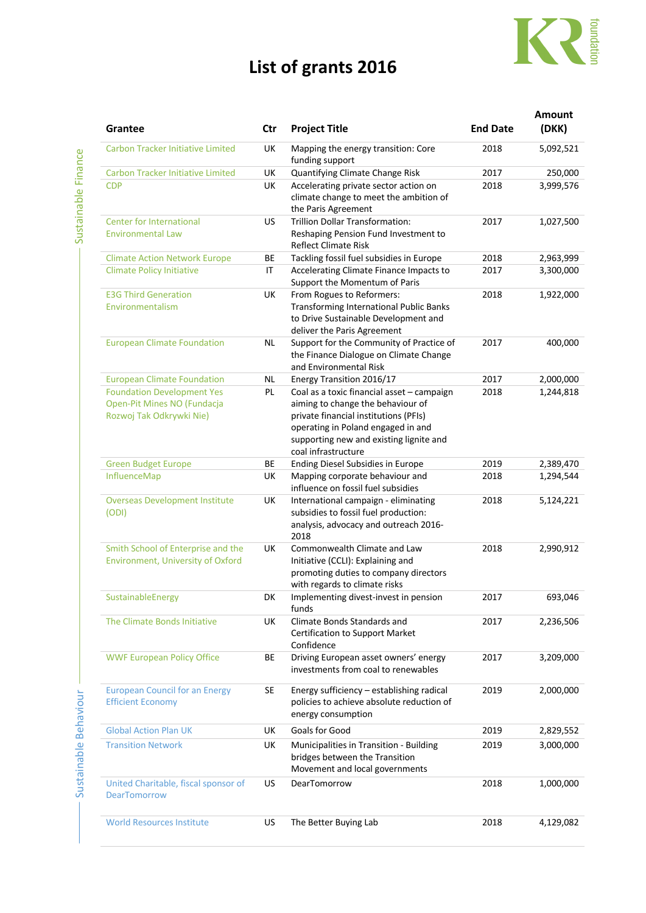# List of grants 2016

| Grantee | Ctr | Project Title | End Date | Amount (DKK) |
|---|---|---|---|---|
| **Sustainable Finance** | | | | |
| Carbon Tracker Initiative Limited | UK | Mapping the energy transition: Core funding support | 2018 | 5,092,521 |
| Carbon Tracker Initiative Limited | UK | Quantifying Climate Change Risk | 2017 | 250,000 |
| CDP | UK | Accelerating private sector action on climate change to meet the ambition of the Paris Agreement | 2018 | 3,999,576 |
| Center for International Environmental Law | US | Trillion Dollar Transformation: Reshaping Pension Fund Investment to Reflect Climate Risk | 2017 | 1,027,500 |
| Climate Action Network Europe | BE | Tackling fossil fuel subsidies in Europe | 2018 | 2,963,999 |
| Climate Policy Initiative | IT | Accelerating Climate Finance Impacts to Support the Momentum of Paris | 2017 | 3,300,000 |
| E3G Third Generation Environmentalism | UK | From Rogues to Reformers: Transforming International Public Banks to Drive Sustainable Development and deliver the Paris Agreement | 2018 | 1,922,000 |
| European Climate Foundation | NL | Support for the Community of Practice of the Finance Dialogue on Climate Change and Environmental Risk | 2017 | 400,000 |
| European Climate Foundation | NL | Energy Transition 2016/17 | 2017 | 2,000,000 |
| Foundation Development Yes Open-Pit Mines NO (Fundacja Rozwoj Tak Odkrywki Nie) | PL | Coal as a toxic financial asset – campaign aiming to change the behaviour of private financial institutions (PFIs) operating in Poland engaged in and supporting new and existing lignite and coal infrastructure | 2018 | 1,244,818 |
| Green Budget Europe | BE | Ending Diesel Subsidies in Europe | 2019 | 2,389,470 |
| InfluenceMap | UK | Mapping corporate behaviour and influence on fossil fuel subsidies | 2018 | 1,294,544 |
| Overseas Development Institute (ODI) | UK | International campaign - eliminating subsidies to fossil fuel production: analysis, advocacy and outreach 2016-2018 | 2018 | 5,124,221 |
| Smith School of Enterprise and the Environment, University of Oxford | UK | Commonwealth Climate and Law Initiative (CCLI): Explaining and promoting duties to company directors with regards to climate risks | 2018 | 2,990,912 |
| SustainableEnergy | DK | Implementing divest-invest in pension funds | 2017 | 693,046 |
| The Climate Bonds Initiative | UK | Climate Bonds Standards and Certification to Support Market Confidence | 2017 | 2,236,506 |
| WWF European Policy Office | BE | Driving European asset owners' energy investments from coal to renewables | 2017 | 3,209,000 |
| **Sustainable Behaviour** | | | | |
| European Council for an Energy Efficient Economy | SE | Energy sufficiency – establishing radical policies to achieve absolute reduction of energy consumption | 2019 | 2,000,000 |
| Global Action Plan UK | UK | Goals for Good | 2019 | 2,829,552 |
| Transition Network | UK | Municipalities in Transition - Building bridges between the Transition Movement and local governments | 2019 | 3,000,000 |
| United Charitable, fiscal sponsor of DearTomorrow | US | DearTomorrow | 2018 | 1,000,000 |
| World Resources Institute | US | The Better Buying Lab | 2018 | 4,129,082 |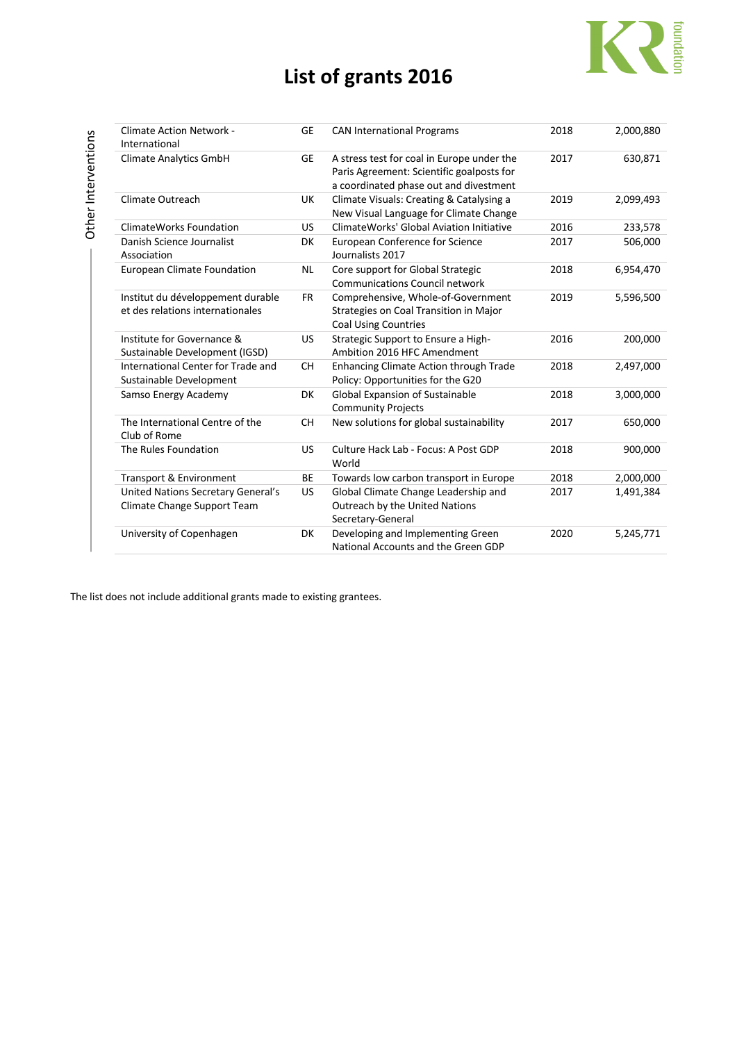# List of grants 2016

Other Interventions

| | | | | |
|---|---|---|---|---|
| Climate Action Network - International | GE | CAN International Programs | 2018 | 2,000,880 |
| Climate Analytics GmbH | GE | A stress test for coal in Europe under the Paris Agreement: Scientific goalposts for a coordinated phase out and divestment | 2017 | 630,871 |
| Climate Outreach | UK | Climate Visuals: Creating & Catalysing a New Visual Language for Climate Change | 2019 | 2,099,493 |
| ClimateWorks Foundation | US | ClimateWorks' Global Aviation Initiative | 2016 | 233,578 |
| Danish Science Journalist Association | DK | European Conference for Science Journalists 2017 | 2017 | 506,000 |
| European Climate Foundation | NL | Core support for Global Strategic Communications Council network | 2018 | 6,954,470 |
| Institut du développement durable et des relations internationales | FR | Comprehensive, Whole-of-Government Strategies on Coal Transition in Major Coal Using Countries | 2019 | 5,596,500 |
| Institute for Governance & Sustainable Development (IGSD) | US | Strategic Support to Ensure a High-Ambition 2016 HFC Amendment | 2016 | 200,000 |
| International Center for Trade and Sustainable Development | CH | Enhancing Climate Action through Trade Policy: Opportunities for the G20 | 2018 | 2,497,000 |
| Samso Energy Academy | DK | Global Expansion of Sustainable Community Projects | 2018 | 3,000,000 |
| The International Centre of the Club of Rome | CH | New solutions for global sustainability | 2017 | 650,000 |
| The Rules Foundation | US | Culture Hack Lab - Focus: A Post GDP World | 2018 | 900,000 |
| Transport & Environment | BE | Towards low carbon transport in Europe | 2018 | 2,000,000 |
| United Nations Secretary General's Climate Change Support Team | US | Global Climate Change Leadership and Outreach by the United Nations Secretary-General | 2017 | 1,491,384 |
| University of Copenhagen | DK | Developing and Implementing Green National Accounts and the Green GDP | 2020 | 5,245,771 |

The list does not include additional grants made to existing grantees.